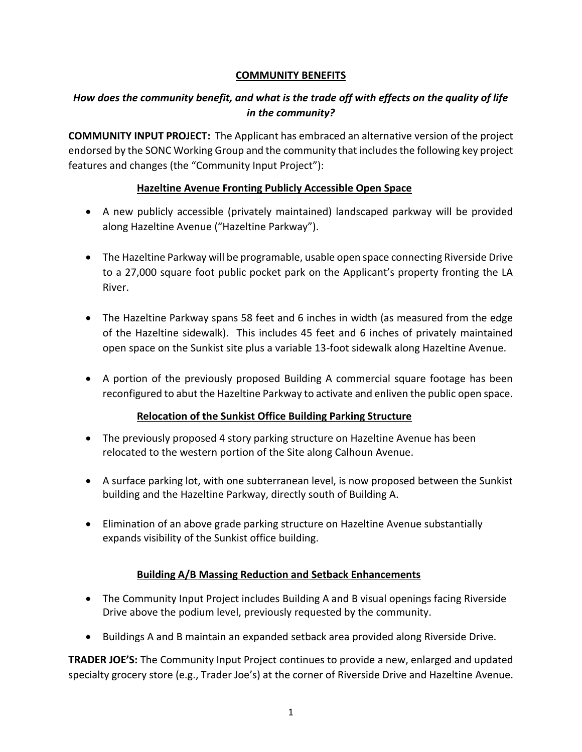# COMMUNITY BENEFITS

***How does the community benefit, and what is the trade off with effects on the quality of life in the community?***

**COMMUNITY INPUT PROJECT:** The Applicant has embraced an alternative version of the project endorsed by the SONC Working Group and the community that includes the following key project features and changes (the "Community Input Project"):

## Hazeltine Avenue Fronting Publicly Accessible Open Space

- A new publicly accessible (privately maintained) landscaped parkway will be provided along Hazeltine Avenue ("Hazeltine Parkway").
- The Hazeltine Parkway will be programable, usable open space connecting Riverside Drive to a 27,000 square foot public pocket park on the Applicant's property fronting the LA River.
- The Hazeltine Parkway spans 58 feet and 6 inches in width (as measured from the edge of the Hazeltine sidewalk). This includes 45 feet and 6 inches of privately maintained open space on the Sunkist site plus a variable 13-foot sidewalk along Hazeltine Avenue.
- A portion of the previously proposed Building A commercial square footage has been reconfigured to abut the Hazeltine Parkway to activate and enliven the public open space.

## Relocation of the Sunkist Office Building Parking Structure

- The previously proposed 4 story parking structure on Hazeltine Avenue has been relocated to the western portion of the Site along Calhoun Avenue.
- A surface parking lot, with one subterranean level, is now proposed between the Sunkist building and the Hazeltine Parkway, directly south of Building A.
- Elimination of an above grade parking structure on Hazeltine Avenue substantially expands visibility of the Sunkist office building.

## Building A/B Massing Reduction and Setback Enhancements

- The Community Input Project includes Building A and B visual openings facing Riverside Drive above the podium level, previously requested by the community.
- Buildings A and B maintain an expanded setback area provided along Riverside Drive.

**TRADER JOE'S:** The Community Input Project continues to provide a new, enlarged and updated specialty grocery store (e.g., Trader Joe's) at the corner of Riverside Drive and Hazeltine Avenue.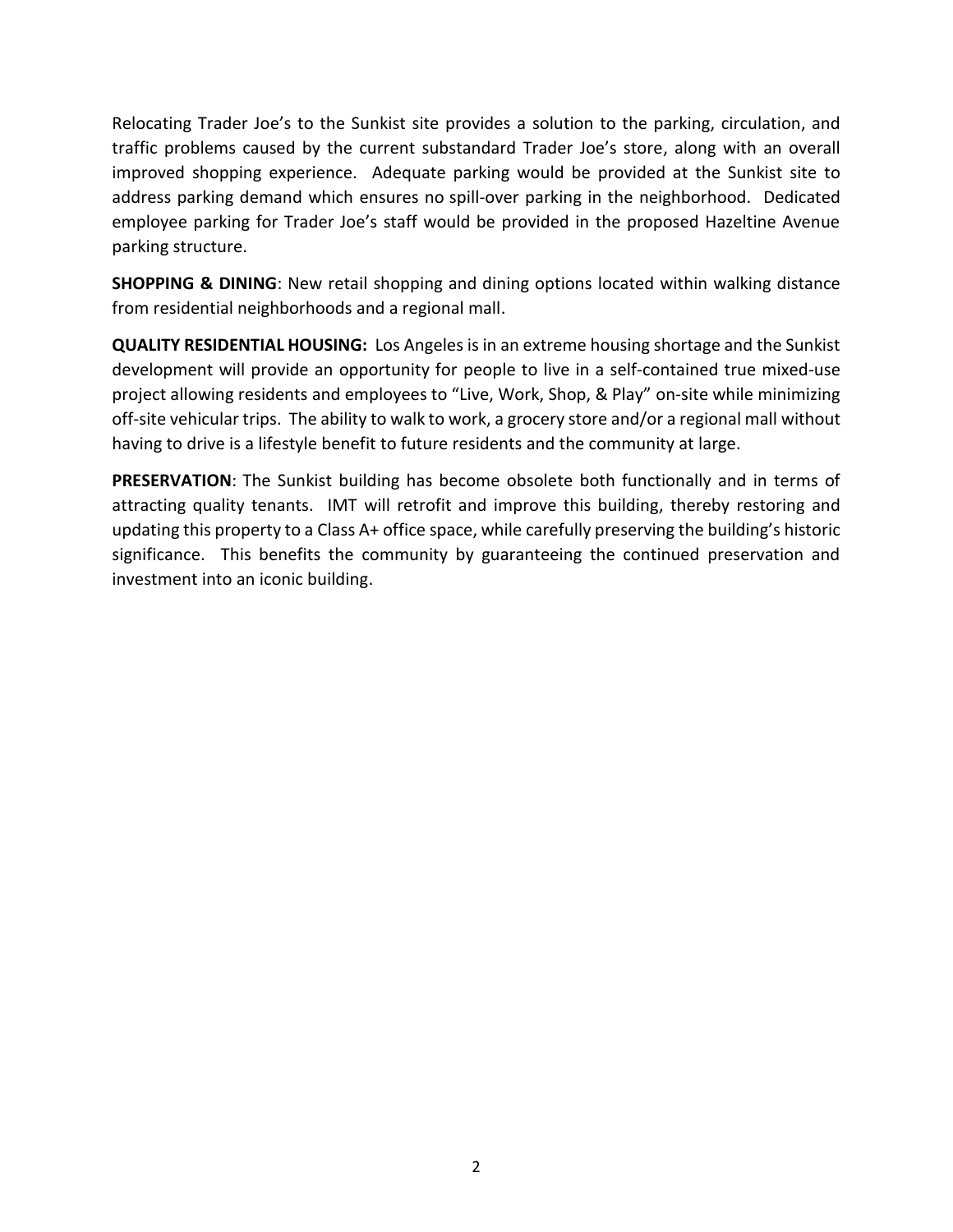Relocating Trader Joe's to the Sunkist site provides a solution to the parking, circulation, and traffic problems caused by the current substandard Trader Joe's store, along with an overall improved shopping experience. Adequate parking would be provided at the Sunkist site to address parking demand which ensures no spill-over parking in the neighborhood. Dedicated employee parking for Trader Joe's staff would be provided in the proposed Hazeltine Avenue parking structure.

**SHOPPING & DINING**: New retail shopping and dining options located within walking distance from residential neighborhoods and a regional mall.

**QUALITY RESIDENTIAL HOUSING:** Los Angeles is in an extreme housing shortage and the Sunkist development will provide an opportunity for people to live in a self-contained true mixed-use project allowing residents and employees to "Live, Work, Shop, & Play" on-site while minimizing off-site vehicular trips. The ability to walk to work, a grocery store and/or a regional mall without having to drive is a lifestyle benefit to future residents and the community at large.

**PRESERVATION**: The Sunkist building has become obsolete both functionally and in terms of attracting quality tenants. IMT will retrofit and improve this building, thereby restoring and updating this property to a Class A+ office space, while carefully preserving the building's historic significance. This benefits the community by guaranteeing the continued preservation and investment into an iconic building.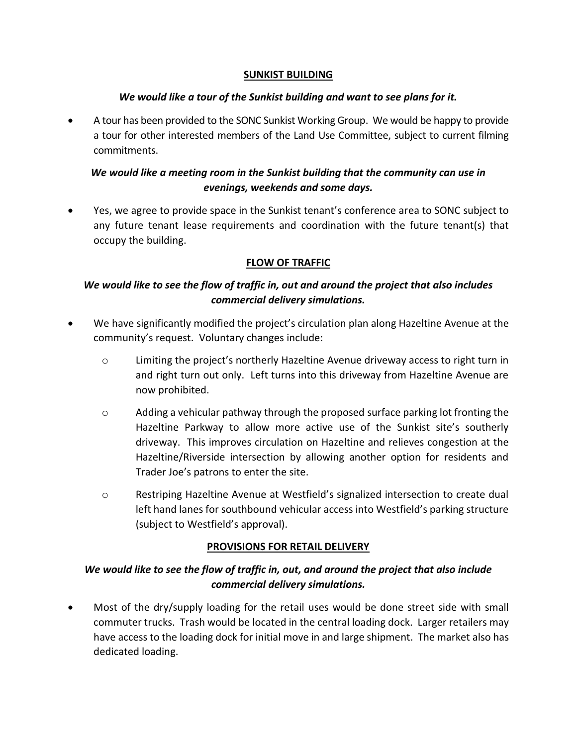## SUNKIST BUILDING

***We would like a tour of the Sunkist building and want to see plans for it.***

- A tour has been provided to the SONC Sunkist Working Group. We would be happy to provide a tour for other interested members of the Land Use Committee, subject to current filming commitments.

***We would like a meeting room in the Sunkist building that the community can use in evenings, weekends and some days.***

- Yes, we agree to provide space in the Sunkist tenant's conference area to SONC subject to any future tenant lease requirements and coordination with the future tenant(s) that occupy the building.

## FLOW OF TRAFFIC

***We would like to see the flow of traffic in, out and around the project that also includes commercial delivery simulations.***

- We have significantly modified the project's circulation plan along Hazeltine Avenue at the community's request. Voluntary changes include:
  - Limiting the project's northerly Hazeltine Avenue driveway access to right turn in and right turn out only. Left turns into this driveway from Hazeltine Avenue are now prohibited.
  - Adding a vehicular pathway through the proposed surface parking lot fronting the Hazeltine Parkway to allow more active use of the Sunkist site's southerly driveway. This improves circulation on Hazeltine and relieves congestion at the Hazeltine/Riverside intersection by allowing another option for residents and Trader Joe's patrons to enter the site.
  - Restriping Hazeltine Avenue at Westfield's signalized intersection to create dual left hand lanes for southbound vehicular access into Westfield's parking structure (subject to Westfield's approval).

## PROVISIONS FOR RETAIL DELIVERY

***We would like to see the flow of traffic in, out, and around the project that also include commercial delivery simulations.***

- Most of the dry/supply loading for the retail uses would be done street side with small commuter trucks. Trash would be located in the central loading dock. Larger retailers may have access to the loading dock for initial move in and large shipment. The market also has dedicated loading.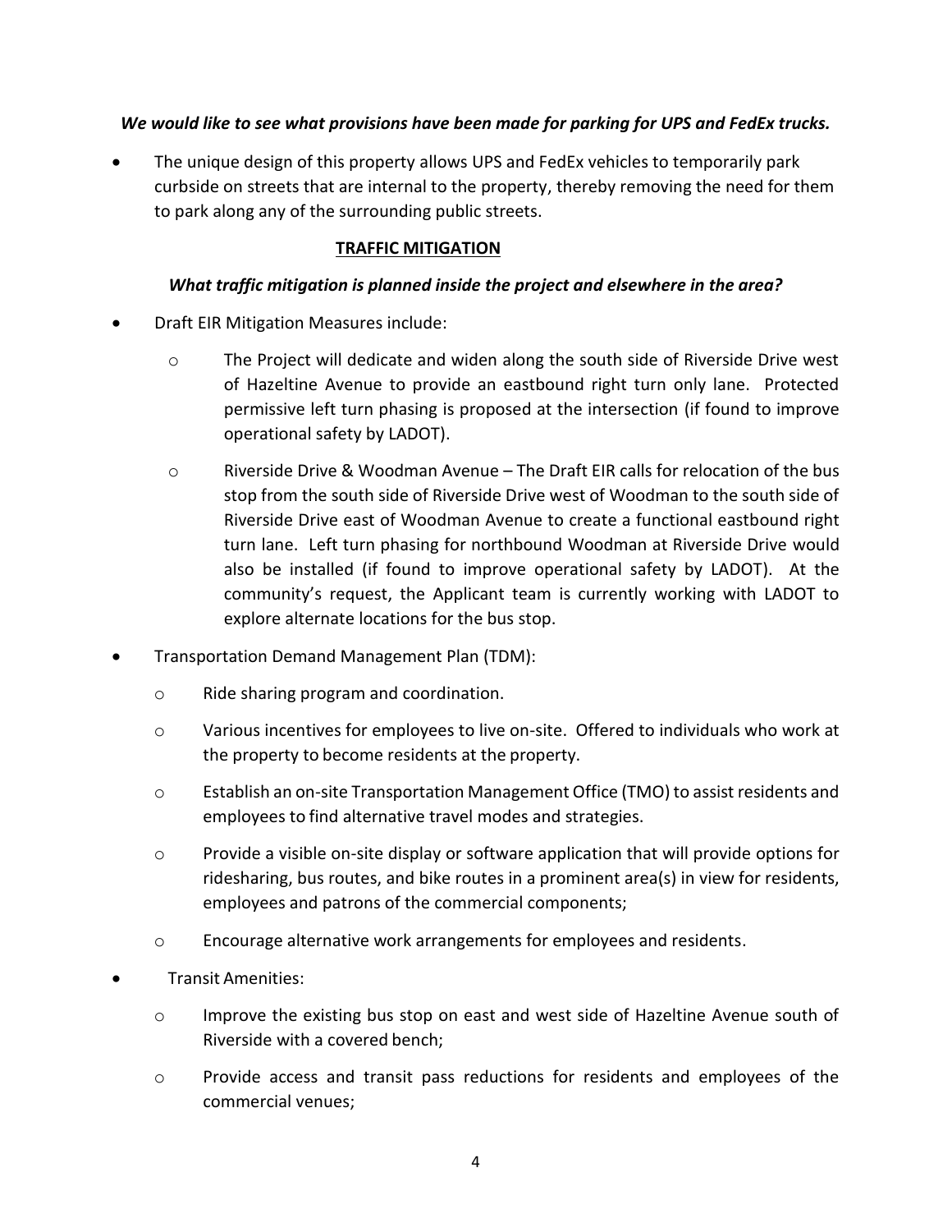***We would like to see what provisions have been made for parking for UPS and FedEx trucks.***

- The unique design of this property allows UPS and FedEx vehicles to temporarily park curbside on streets that are internal to the property, thereby removing the need for them to park along any of the surrounding public streets.

## **TRAFFIC MITIGATION**

***What traffic mitigation is planned inside the project and elsewhere in the area?***

- Draft EIR Mitigation Measures include:
  - The Project will dedicate and widen along the south side of Riverside Drive west of Hazeltine Avenue to provide an eastbound right turn only lane. Protected permissive left turn phasing is proposed at the intersection (if found to improve operational safety by LADOT).
  - Riverside Drive & Woodman Avenue – The Draft EIR calls for relocation of the bus stop from the south side of Riverside Drive west of Woodman to the south side of Riverside Drive east of Woodman Avenue to create a functional eastbound right turn lane. Left turn phasing for northbound Woodman at Riverside Drive would also be installed (if found to improve operational safety by LADOT). At the community's request, the Applicant team is currently working with LADOT to explore alternate locations for the bus stop.
- Transportation Demand Management Plan (TDM):
  - Ride sharing program and coordination.
  - Various incentives for employees to live on-site. Offered to individuals who work at the property to become residents at the property.
  - Establish an on-site Transportation Management Office (TMO) to assist residents and employees to find alternative travel modes and strategies.
  - Provide a visible on-site display or software application that will provide options for ridesharing, bus routes, and bike routes in a prominent area(s) in view for residents, employees and patrons of the commercial components;
  - Encourage alternative work arrangements for employees and residents.
- Transit Amenities:
  - Improve the existing bus stop on east and west side of Hazeltine Avenue south of Riverside with a covered bench;
  - Provide access and transit pass reductions for residents and employees of the commercial venues;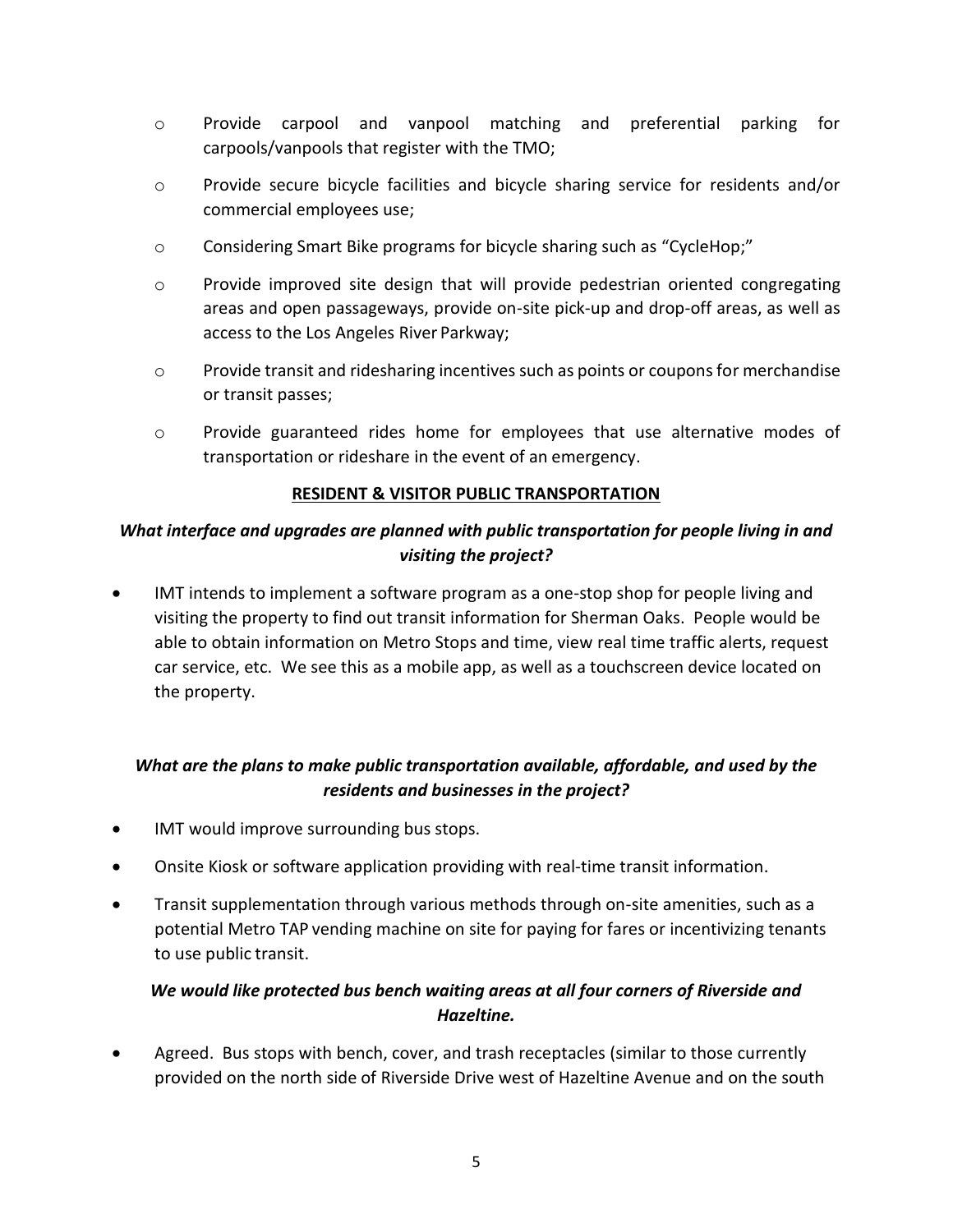- Provide carpool and vanpool matching and preferential parking for carpools/vanpools that register with the TMO;
- Provide secure bicycle facilities and bicycle sharing service for residents and/or commercial employees use;
- Considering Smart Bike programs for bicycle sharing such as "CycleHop;"
- Provide improved site design that will provide pedestrian oriented congregating areas and open passageways, provide on-site pick-up and drop-off areas, as well as access to the Los Angeles River Parkway;
- Provide transit and ridesharing incentives such as points or coupons for merchandise or transit passes;
- Provide guaranteed rides home for employees that use alternative modes of transportation or rideshare in the event of an emergency.

**RESIDENT & VISITOR PUBLIC TRANSPORTATION**

***What interface and upgrades are planned with public transportation for people living in and visiting the project?***

- IMT intends to implement a software program as a one-stop shop for people living and visiting the property to find out transit information for Sherman Oaks. People would be able to obtain information on Metro Stops and time, view real time traffic alerts, request car service, etc. We see this as a mobile app, as well as a touchscreen device located on the property.

***What are the plans to make public transportation available, affordable, and used by the residents and businesses in the project?***

- IMT would improve surrounding bus stops.
- Onsite Kiosk or software application providing with real-time transit information.
- Transit supplementation through various methods through on-site amenities, such as a potential Metro TAP vending machine on site for paying for fares or incentivizing tenants to use public transit.

***We would like protected bus bench waiting areas at all four corners of Riverside and Hazeltine.***

- Agreed. Bus stops with bench, cover, and trash receptacles (similar to those currently provided on the north side of Riverside Drive west of Hazeltine Avenue and on the south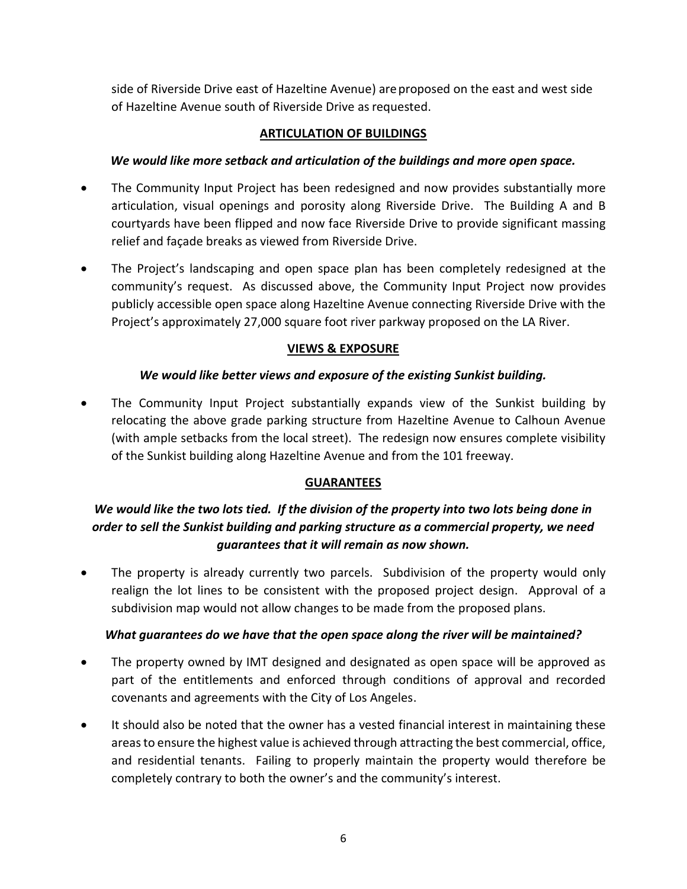side of Riverside Drive east of Hazeltine Avenue) are proposed on the east and west side of Hazeltine Avenue south of Riverside Drive as requested.

## ARTICULATION OF BUILDINGS

***We would like more setback and articulation of the buildings and more open space.***

- The Community Input Project has been redesigned and now provides substantially more articulation, visual openings and porosity along Riverside Drive. The Building A and B courtyards have been flipped and now face Riverside Drive to provide significant massing relief and façade breaks as viewed from Riverside Drive.
- The Project's landscaping and open space plan has been completely redesigned at the community's request. As discussed above, the Community Input Project now provides publicly accessible open space along Hazeltine Avenue connecting Riverside Drive with the Project's approximately 27,000 square foot river parkway proposed on the LA River.

## VIEWS & EXPOSURE

***We would like better views and exposure of the existing Sunkist building.***

- The Community Input Project substantially expands view of the Sunkist building by relocating the above grade parking structure from Hazeltine Avenue to Calhoun Avenue (with ample setbacks from the local street). The redesign now ensures complete visibility of the Sunkist building along Hazeltine Avenue and from the 101 freeway.

## GUARANTEES

***We would like the two lots tied. If the division of the property into two lots being done in order to sell the Sunkist building and parking structure as a commercial property, we need guarantees that it will remain as now shown.***

- The property is already currently two parcels. Subdivision of the property would only realign the lot lines to be consistent with the proposed project design. Approval of a subdivision map would not allow changes to be made from the proposed plans.

***What guarantees do we have that the open space along the river will be maintained?***

- The property owned by IMT designed and designated as open space will be approved as part of the entitlements and enforced through conditions of approval and recorded covenants and agreements with the City of Los Angeles.
- It should also be noted that the owner has a vested financial interest in maintaining these areas to ensure the highest value is achieved through attracting the best commercial, office, and residential tenants. Failing to properly maintain the property would therefore be completely contrary to both the owner's and the community's interest.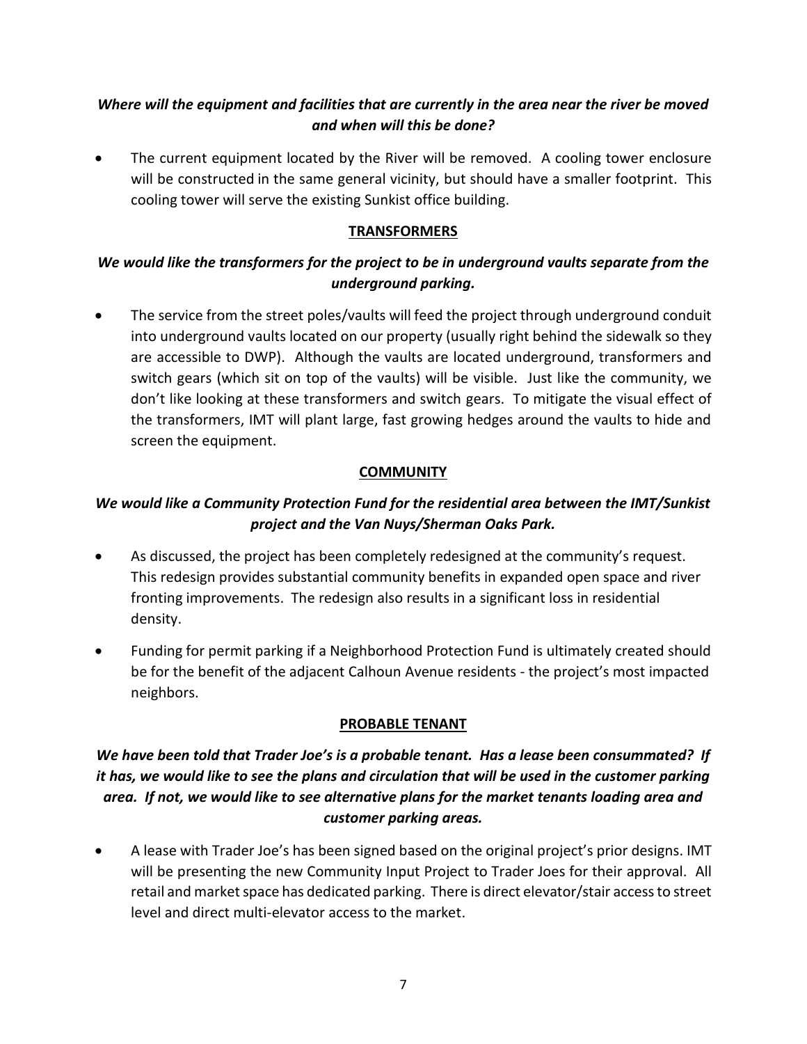***Where will the equipment and facilities that are currently in the area near the river be moved and when will this be done?***

- The current equipment located by the River will be removed. A cooling tower enclosure will be constructed in the same general vicinity, but should have a smaller footprint. This cooling tower will serve the existing Sunkist office building.

## TRANSFORMERS

***We would like the transformers for the project to be in underground vaults separate from the underground parking.***

- The service from the street poles/vaults will feed the project through underground conduit into underground vaults located on our property (usually right behind the sidewalk so they are accessible to DWP). Although the vaults are located underground, transformers and switch gears (which sit on top of the vaults) will be visible. Just like the community, we don't like looking at these transformers and switch gears. To mitigate the visual effect of the transformers, IMT will plant large, fast growing hedges around the vaults to hide and screen the equipment.

## COMMUNITY

***We would like a Community Protection Fund for the residential area between the IMT/Sunkist project and the Van Nuys/Sherman Oaks Park.***

- As discussed, the project has been completely redesigned at the community's request. This redesign provides substantial community benefits in expanded open space and river fronting improvements. The redesign also results in a significant loss in residential density.
- Funding for permit parking if a Neighborhood Protection Fund is ultimately created should be for the benefit of the adjacent Calhoun Avenue residents - the project's most impacted neighbors.

## PROBABLE TENANT

***We have been told that Trader Joe's is a probable tenant. Has a lease been consummated? If it has, we would like to see the plans and circulation that will be used in the customer parking area. If not, we would like to see alternative plans for the market tenants loading area and customer parking areas.***

- A lease with Trader Joe's has been signed based on the original project's prior designs. IMT will be presenting the new Community Input Project to Trader Joes for their approval. All retail and market space has dedicated parking. There is direct elevator/stair access to street level and direct multi-elevator access to the market.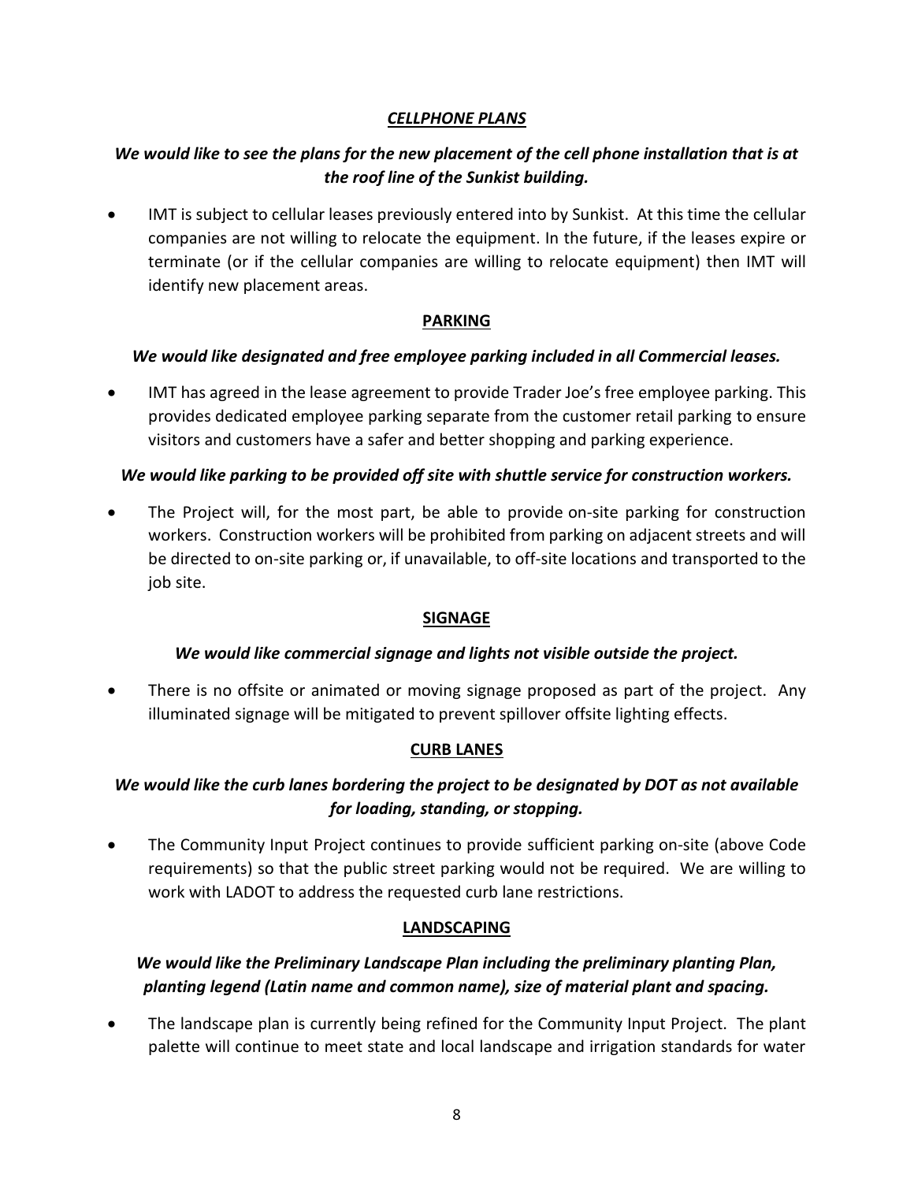### ***CELLPHONE PLANS***

***We would like to see the plans for the new placement of the cell phone installation that is at the roof line of the Sunkist building.***

- IMT is subject to cellular leases previously entered into by Sunkist. At this time the cellular companies are not willing to relocate the equipment. In the future, if the leases expire or terminate (or if the cellular companies are willing to relocate equipment) then IMT will identify new placement areas.

### **PARKING**

***We would like designated and free employee parking included in all Commercial leases.***

- IMT has agreed in the lease agreement to provide Trader Joe's free employee parking. This provides dedicated employee parking separate from the customer retail parking to ensure visitors and customers have a safer and better shopping and parking experience.

***We would like parking to be provided off site with shuttle service for construction workers.***

- The Project will, for the most part, be able to provide on-site parking for construction workers. Construction workers will be prohibited from parking on adjacent streets and will be directed to on-site parking or, if unavailable, to off-site locations and transported to the job site.

### **SIGNAGE**

***We would like commercial signage and lights not visible outside the project.***

- There is no offsite or animated or moving signage proposed as part of the project. Any illuminated signage will be mitigated to prevent spillover offsite lighting effects.

### **CURB LANES**

***We would like the curb lanes bordering the project to be designated by DOT as not available for loading, standing, or stopping.***

- The Community Input Project continues to provide sufficient parking on-site (above Code requirements) so that the public street parking would not be required. We are willing to work with LADOT to address the requested curb lane restrictions.

### **LANDSCAPING**

***We would like the Preliminary Landscape Plan including the preliminary planting Plan, planting legend (Latin name and common name), size of material plant and spacing.***

- The landscape plan is currently being refined for the Community Input Project. The plant palette will continue to meet state and local landscape and irrigation standards for water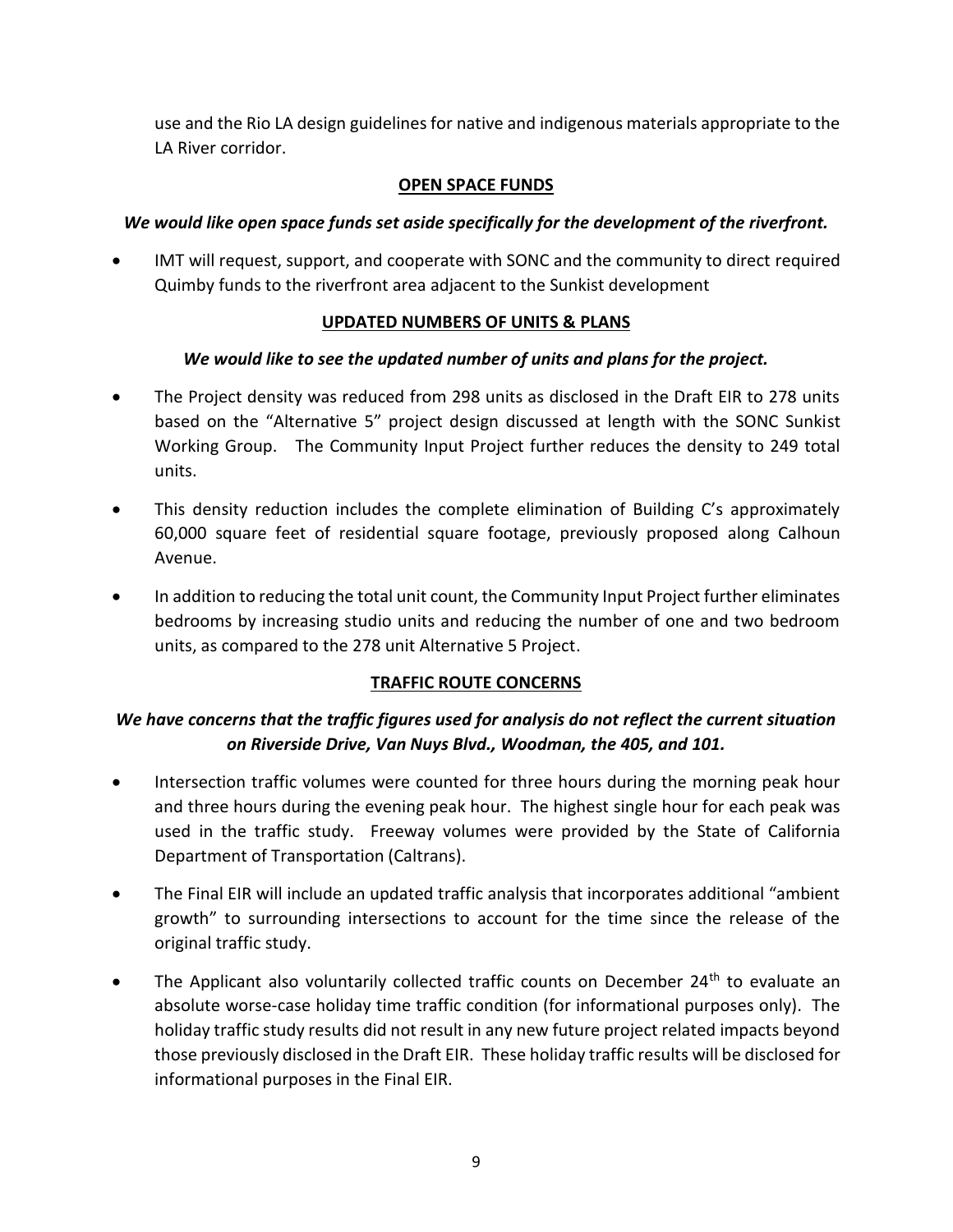use and the Rio LA design guidelines for native and indigenous materials appropriate to the LA River corridor.

**OPEN SPACE FUNDS**

***We would like open space funds set aside specifically for the development of the riverfront.***

- IMT will request, support, and cooperate with SONC and the community to direct required Quimby funds to the riverfront area adjacent to the Sunkist development

**UPDATED NUMBERS OF UNITS & PLANS**

***We would like to see the updated number of units and plans for the project.***

- The Project density was reduced from 298 units as disclosed in the Draft EIR to 278 units based on the "Alternative 5" project design discussed at length with the SONC Sunkist Working Group. The Community Input Project further reduces the density to 249 total units.
- This density reduction includes the complete elimination of Building C's approximately 60,000 square feet of residential square footage, previously proposed along Calhoun Avenue.
- In addition to reducing the total unit count, the Community Input Project further eliminates bedrooms by increasing studio units and reducing the number of one and two bedroom units, as compared to the 278 unit Alternative 5 Project.

**TRAFFIC ROUTE CONCERNS**

***We have concerns that the traffic figures used for analysis do not reflect the current situation on Riverside Drive, Van Nuys Blvd., Woodman, the 405, and 101.***

- Intersection traffic volumes were counted for three hours during the morning peak hour and three hours during the evening peak hour. The highest single hour for each peak was used in the traffic study. Freeway volumes were provided by the State of California Department of Transportation (Caltrans).
- The Final EIR will include an updated traffic analysis that incorporates additional "ambient growth" to surrounding intersections to account for the time since the release of the original traffic study.
- The Applicant also voluntarily collected traffic counts on December 24th to evaluate an absolute worse-case holiday time traffic condition (for informational purposes only). The holiday traffic study results did not result in any new future project related impacts beyond those previously disclosed in the Draft EIR. These holiday traffic results will be disclosed for informational purposes in the Final EIR.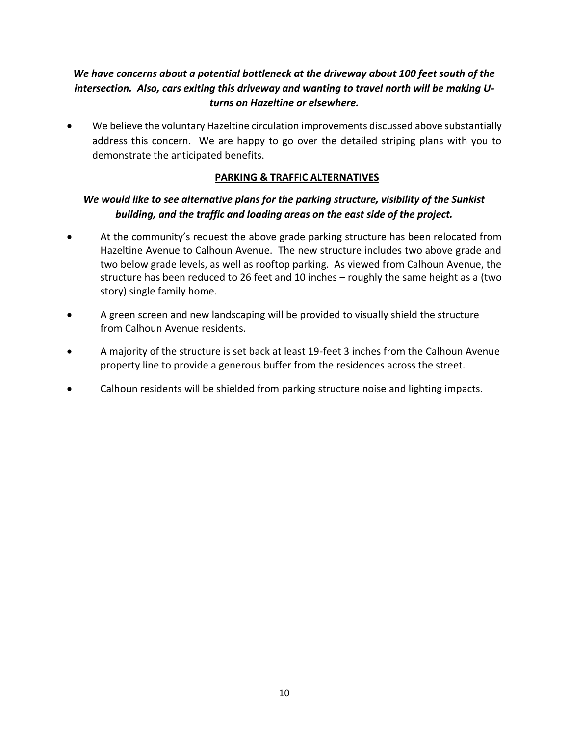***We have concerns about a potential bottleneck at the driveway about 100 feet south of the intersection. Also, cars exiting this driveway and wanting to travel north will be making U-turns on Hazeltine or elsewhere.***

- We believe the voluntary Hazeltine circulation improvements discussed above substantially address this concern. We are happy to go over the detailed striping plans with you to demonstrate the anticipated benefits.

**<u>PARKING & TRAFFIC ALTERNATIVES</u>**

***We would like to see alternative plans for the parking structure, visibility of the Sunkist building, and the traffic and loading areas on the east side of the project.***

- At the community's request the above grade parking structure has been relocated from Hazeltine Avenue to Calhoun Avenue. The new structure includes two above grade and two below grade levels, as well as rooftop parking. As viewed from Calhoun Avenue, the structure has been reduced to 26 feet and 10 inches – roughly the same height as a (two story) single family home.
- A green screen and new landscaping will be provided to visually shield the structure from Calhoun Avenue residents.
- A majority of the structure is set back at least 19-feet 3 inches from the Calhoun Avenue property line to provide a generous buffer from the residences across the street.
- Calhoun residents will be shielded from parking structure noise and lighting impacts.